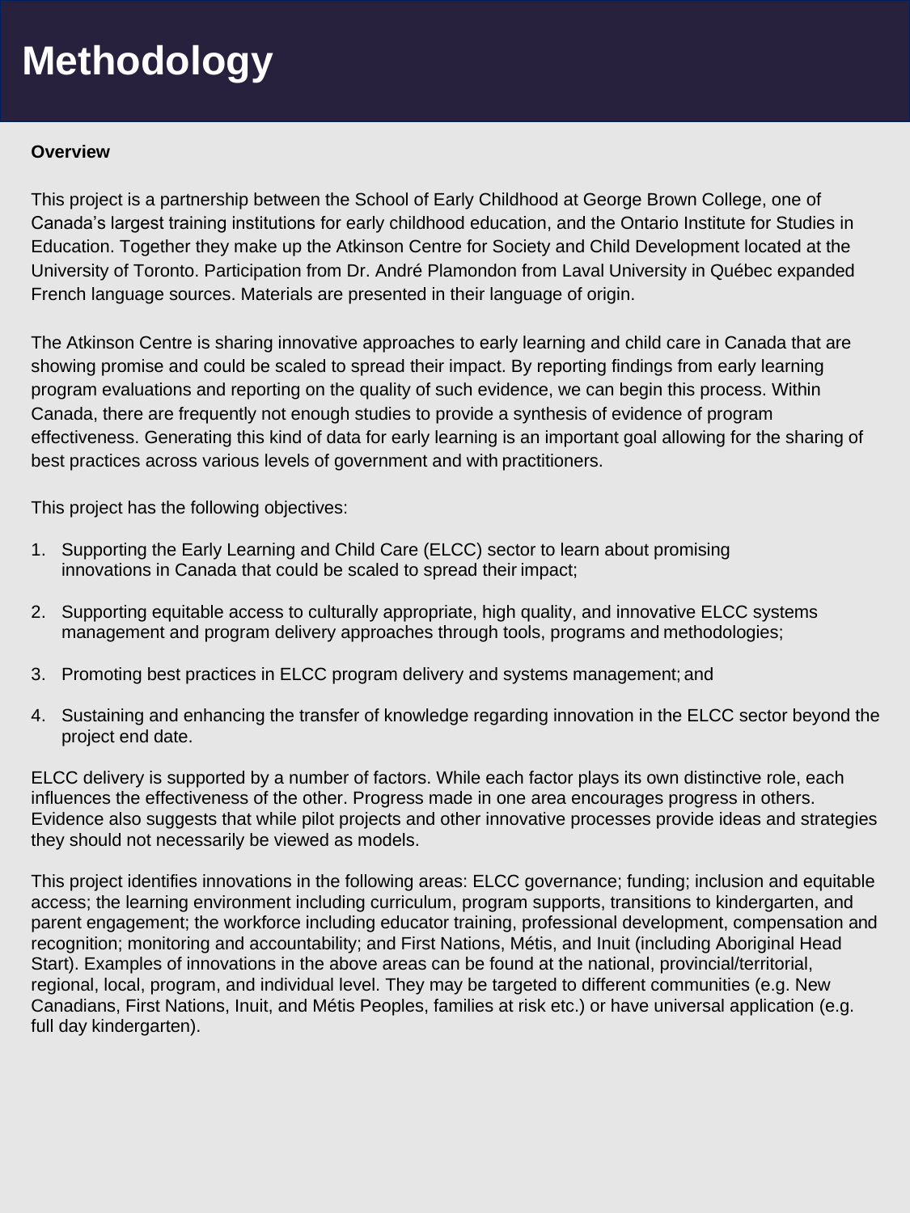# Methodology

**Overview**

This project is a partnership between the School of Early Childhood at George Brown College, one of Canada's largest training institutions for early childhood education, and the Ontario Institute for Studies in Education. Together they make up the Atkinson Centre for Society and Child Development located at the University of Toronto. Participation from Dr. André Plamondon from Laval University in Québec expanded French language sources. Materials are presented in their language of origin.

The Atkinson Centre is sharing innovative approaches to early learning and child care in Canada that are showing promise and could be scaled to spread their impact. By reporting findings from early learning program evaluations and reporting on the quality of such evidence, we can begin this process. Within Canada, there are frequently not enough studies to provide a synthesis of evidence of program effectiveness. Generating this kind of data for early learning is an important goal allowing for the sharing of best practices across various levels of government and with practitioners.

This project has the following objectives:

1. Supporting the Early Learning and Child Care (ELCC) sector to learn about promising innovations in Canada that could be scaled to spread their impact;

2. Supporting equitable access to culturally appropriate, high quality, and innovative ELCC systems management and program delivery approaches through tools, programs and methodologies;

3. Promoting best practices in ELCC program delivery and systems management; and

4. Sustaining and enhancing the transfer of knowledge regarding innovation in the ELCC sector beyond the project end date.

ELCC delivery is supported by a number of factors. While each factor plays its own distinctive role, each influences the effectiveness of the other. Progress made in one area encourages progress in others. Evidence also suggests that while pilot projects and other innovative processes provide ideas and strategies they should not necessarily be viewed as models.

This project identifies innovations in the following areas: ELCC governance; funding; inclusion and equitable access; the learning environment including curriculum, program supports, transitions to kindergarten, and parent engagement; the workforce including educator training, professional development, compensation and recognition; monitoring and accountability; and First Nations, Métis, and Inuit (including Aboriginal Head Start). Examples of innovations in the above areas can be found at the national, provincial/territorial, regional, local, program, and individual level. They may be targeted to different communities (e.g. New Canadians, First Nations, Inuit, and Métis Peoples, families at risk etc.) or have universal application (e.g. full day kindergarten).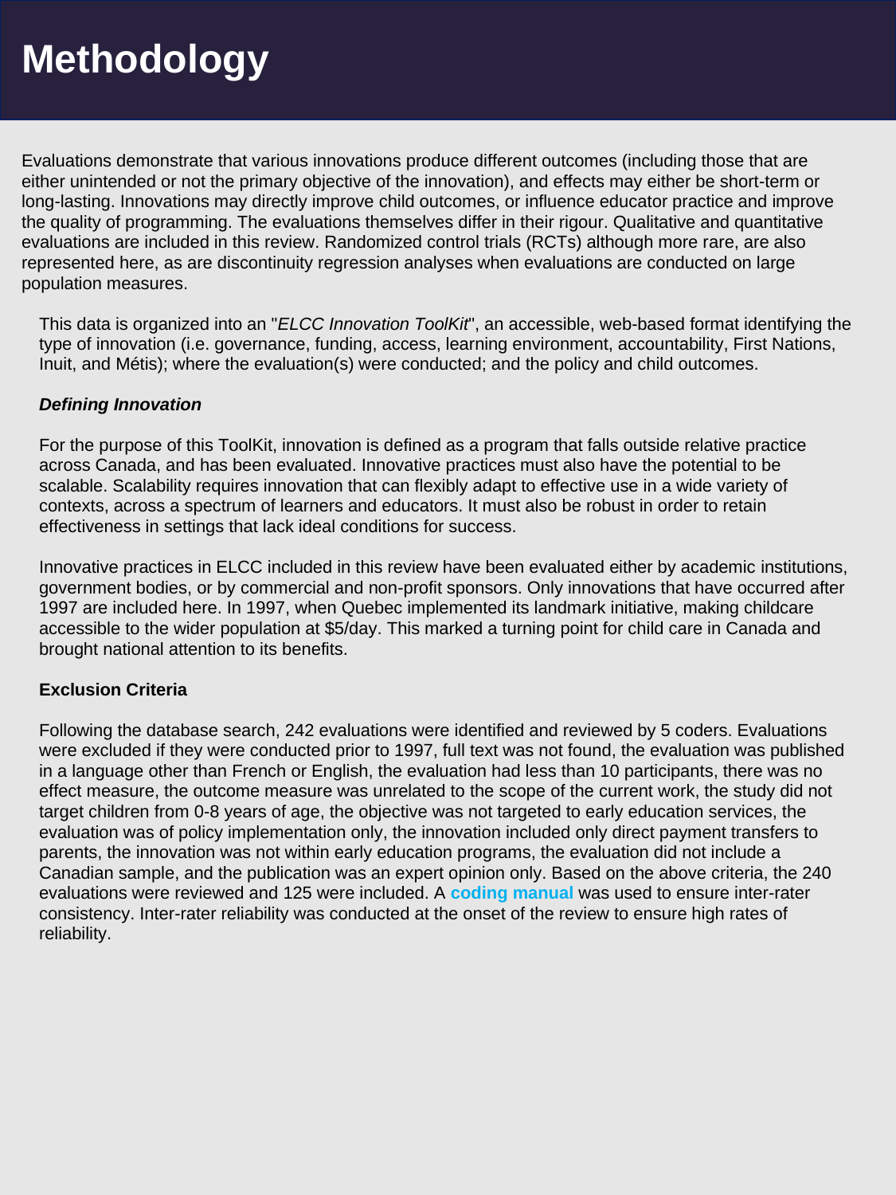# Methodology

Evaluations demonstrate that various innovations produce different outcomes (including those that are either unintended or not the primary objective of the innovation), and effects may either be short-term or long-lasting. Innovations may directly improve child outcomes, or influence educator practice and improve the quality of programming. The evaluations themselves differ in their rigour. Qualitative and quantitative evaluations are included in this review. Randomized control trials (RCTs) although more rare, are also represented here, as are discontinuity regression analyses when evaluations are conducted on large population measures.

This data is organized into an "*ELCC Innovation ToolKit*", an accessible, web-based format identifying the type of innovation (i.e. governance, funding, access, learning environment, accountability, First Nations, Inuit, and Métis); where the evaluation(s) were conducted; and the policy and child outcomes.

***Defining Innovation***

For the purpose of this ToolKit, innovation is defined as a program that falls outside relative practice across Canada, and has been evaluated. Innovative practices must also have the potential to be scalable. Scalability requires innovation that can flexibly adapt to effective use in a wide variety of contexts, across a spectrum of learners and educators. It must also be robust in order to retain effectiveness in settings that lack ideal conditions for success.

Innovative practices in ELCC included in this review have been evaluated either by academic institutions, government bodies, or by commercial and non-profit sponsors. Only innovations that have occurred after 1997 are included here. In 1997, when Quebec implemented its landmark initiative, making childcare accessible to the wider population at $5/day. This marked a turning point for child care in Canada and brought national attention to its benefits.

**Exclusion Criteria**

Following the database search, 242 evaluations were identified and reviewed by 5 coders. Evaluations were excluded if they were conducted prior to 1997, full text was not found, the evaluation was published in a language other than French or English, the evaluation had less than 10 participants, there was no effect measure, the outcome measure was unrelated to the scope of the current work, the study did not target children from 0-8 years of age, the objective was not targeted to early education services, the evaluation was of policy implementation only, the innovation included only direct payment transfers to parents, the innovation was not within early education programs, the evaluation did not include a Canadian sample, and the publication was an expert opinion only. Based on the above criteria, the 240 evaluations were reviewed and 125 were included. A **coding manual** was used to ensure inter-rater consistency. Inter-rater reliability was conducted at the onset of the review to ensure high rates of reliability.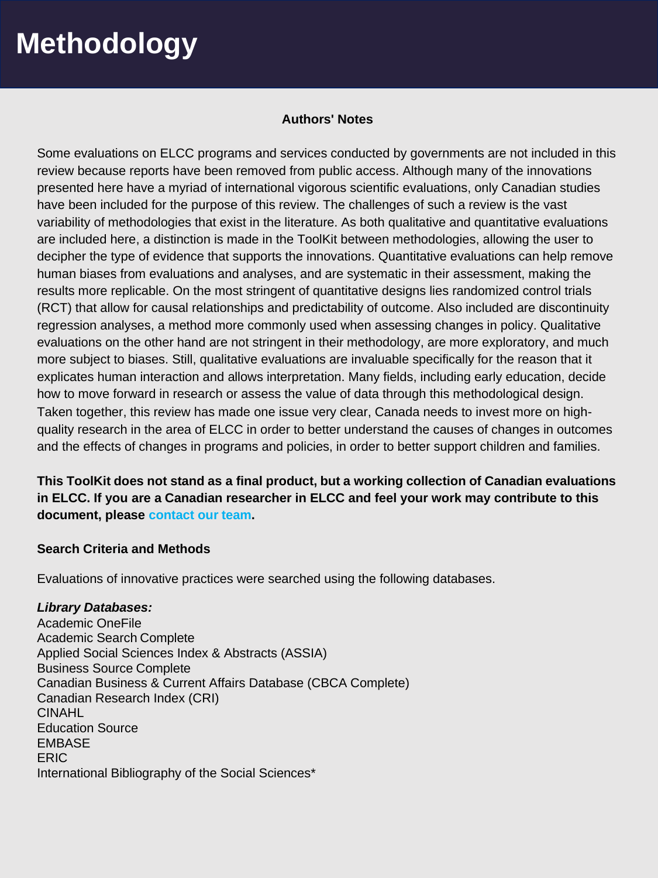# Methodology

**Authors' Notes**

Some evaluations on ELCC programs and services conducted by governments are not included in this review because reports have been removed from public access. Although many of the innovations presented here have a myriad of international vigorous scientific evaluations, only Canadian studies have been included for the purpose of this review. The challenges of such a review is the vast variability of methodologies that exist in the literature. As both qualitative and quantitative evaluations are included here, a distinction is made in the ToolKit between methodologies, allowing the user to decipher the type of evidence that supports the innovations. Quantitative evaluations can help remove human biases from evaluations and analyses, and are systematic in their assessment, making the results more replicable. On the most stringent of quantitative designs lies randomized control trials (RCT) that allow for causal relationships and predictability of outcome. Also included are discontinuity regression analyses, a method more commonly used when assessing changes in policy. Qualitative evaluations on the other hand are not stringent in their methodology, are more exploratory, and much more subject to biases. Still, qualitative evaluations are invaluable specifically for the reason that it explicates human interaction and allows interpretation. Many fields, including early education, decide how to move forward in research or assess the value of data through this methodological design. Taken together, this review has made one issue very clear, Canada needs to invest more on high-quality research in the area of ELCC in order to better understand the causes of changes in outcomes and the effects of changes in programs and policies, in order to better support children and families.

**This ToolKit does not stand as a final product, but a working collection of Canadian evaluations in ELCC. If you are a Canadian researcher in ELCC and feel your work may contribute to this document, please contact our team.**

**Search Criteria and Methods**

Evaluations of innovative practices were searched using the following databases.

***Library Databases:***
Academic OneFile
Academic Search Complete
Applied Social Sciences Index & Abstracts (ASSIA)
Business Source Complete
Canadian Business & Current Affairs Database (CBCA Complete)
Canadian Research Index (CRI)
CINAHL
Education Source
EMBASE
ERIC
International Bibliography of the Social Sciences*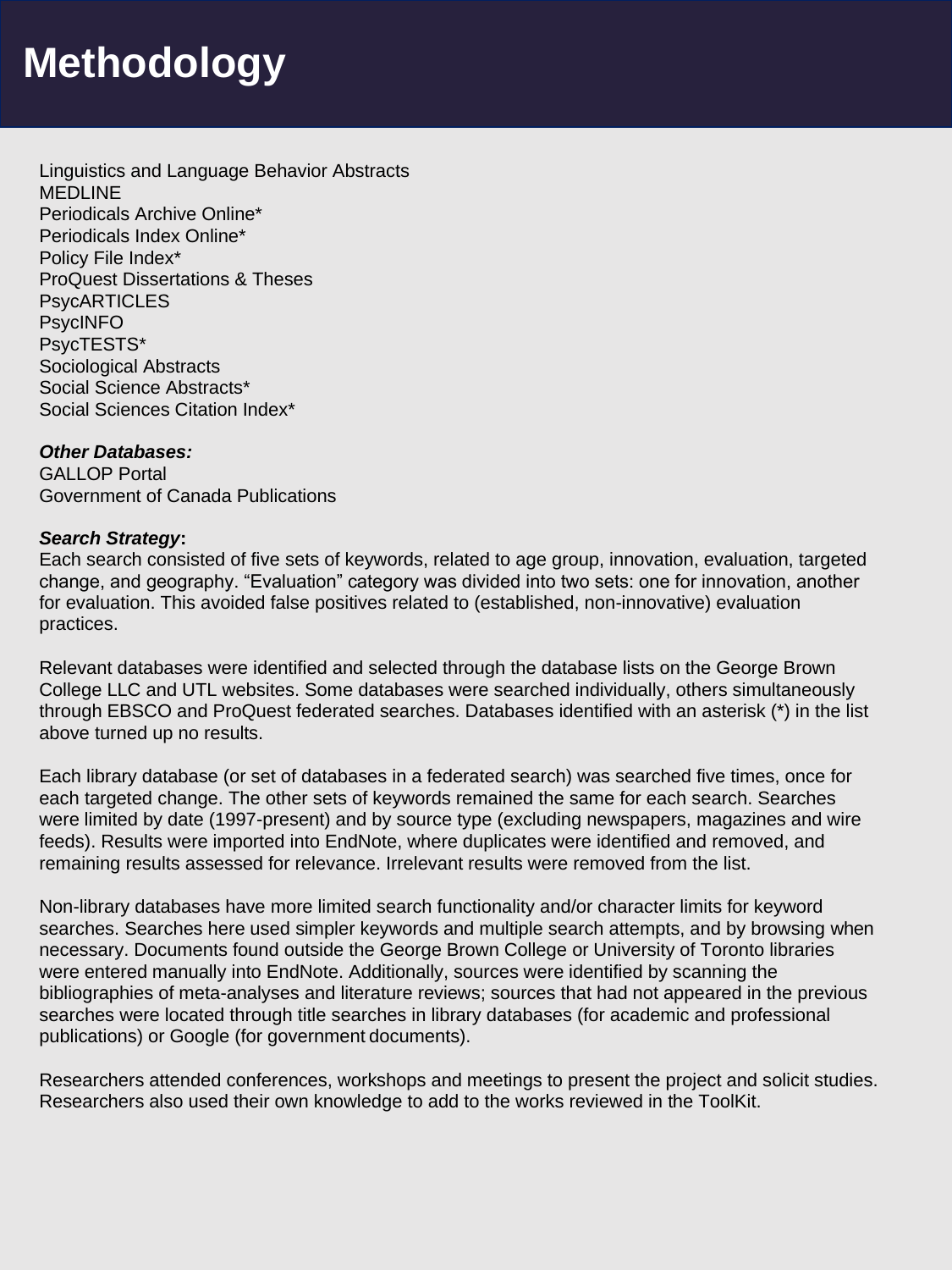# Methodology

Linguistics and Language Behavior Abstracts
MEDLINE
Periodicals Archive Online*
Periodicals Index Online*
Policy File Index*
ProQuest Dissertations & Theses
PsycARTICLES
PsycINFO
PsycTESTS*
Sociological Abstracts
Social Science Abstracts*
Social Sciences Citation Index*

***Other Databases:***
GALLOP Portal
Government of Canada Publications

***Search Strategy*:**
Each search consisted of five sets of keywords, related to age group, innovation, evaluation, targeted change, and geography. "Evaluation" category was divided into two sets: one for innovation, another for evaluation. This avoided false positives related to (established, non-innovative) evaluation practices.

Relevant databases were identified and selected through the database lists on the George Brown College LLC and UTL websites. Some databases were searched individually, others simultaneously through EBSCO and ProQuest federated searches. Databases identified with an asterisk (*) in the list above turned up no results.

Each library database (or set of databases in a federated search) was searched five times, once for each targeted change. The other sets of keywords remained the same for each search. Searches were limited by date (1997-present) and by source type (excluding newspapers, magazines and wire feeds). Results were imported into EndNote, where duplicates were identified and removed, and remaining results assessed for relevance. Irrelevant results were removed from the list.

Non-library databases have more limited search functionality and/or character limits for keyword searches. Searches here used simpler keywords and multiple search attempts, and by browsing when necessary. Documents found outside the George Brown College or University of Toronto libraries were entered manually into EndNote. Additionally, sources were identified by scanning the bibliographies of meta-analyses and literature reviews; sources that had not appeared in the previous searches were located through title searches in library databases (for academic and professional publications) or Google (for government documents).

Researchers attended conferences, workshops and meetings to present the project and solicit studies. Researchers also used their own knowledge to add to the works reviewed in the ToolKit.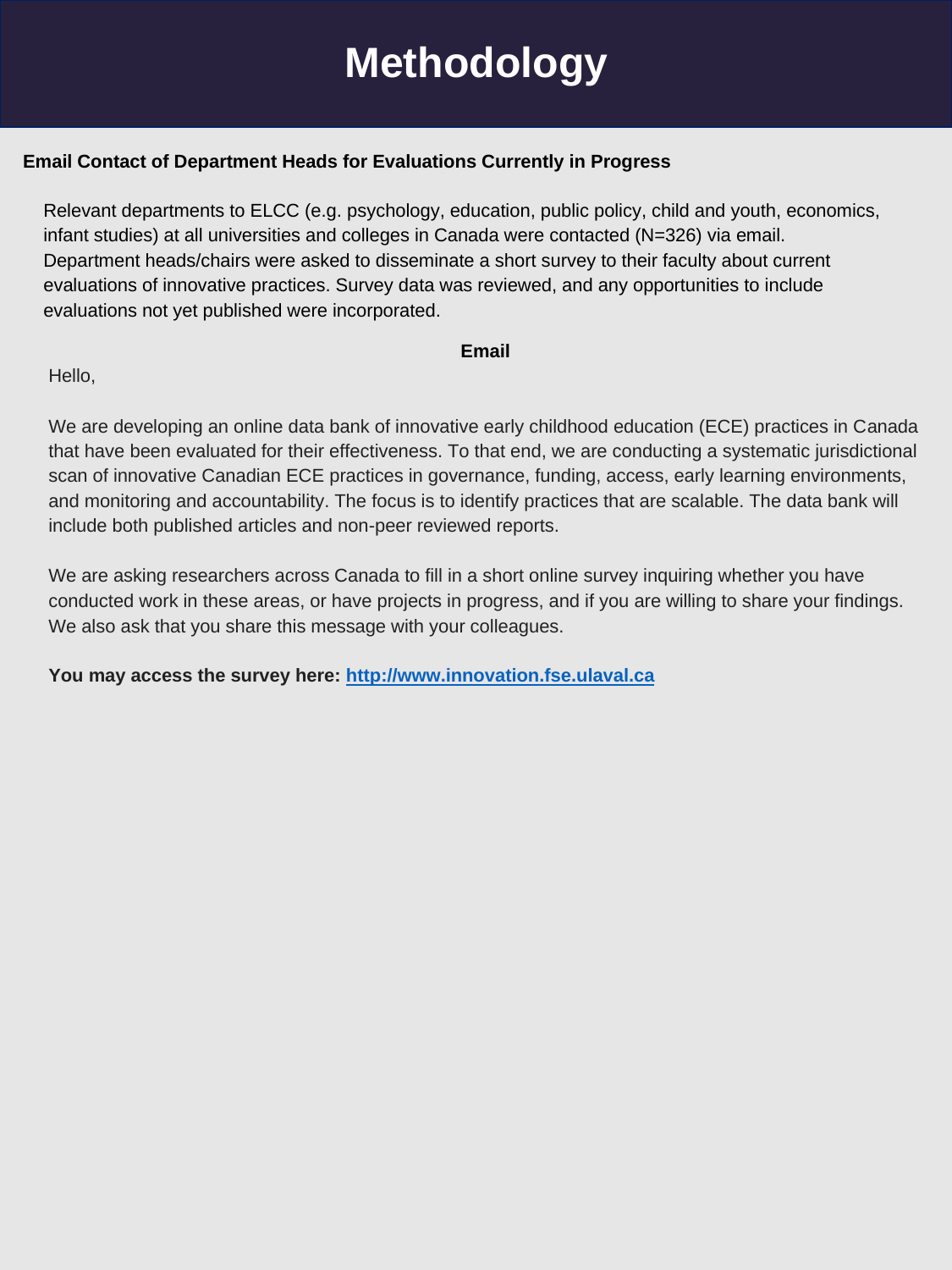# Methodology

**Email Contact of Department Heads for Evaluations Currently in Progress**

Relevant departments to ELCC (e.g. psychology, education, public policy, child and youth, economics, infant studies) at all universities and colleges in Canada were contacted (N=326) via email. Department heads/chairs were asked to disseminate a short survey to their faculty about current evaluations of innovative practices. Survey data was reviewed, and any opportunities to include evaluations not yet published were incorporated.

**Email**

Hello,

We are developing an online data bank of innovative early childhood education (ECE) practices in Canada that have been evaluated for their effectiveness. To that end, we are conducting a systematic jurisdictional scan of innovative Canadian ECE practices in governance, funding, access, early learning environments, and monitoring and accountability. The focus is to identify practices that are scalable. The data bank will include both published articles and non-peer reviewed reports.

We are asking researchers across Canada to fill in a short online survey inquiring whether you have conducted work in these areas, or have projects in progress, and if you are willing to share your findings. We also ask that you share this message with your colleagues.

**You may access the survey here: [http://www.innovation.fse.ulaval.ca](http://www.innovation.fse.ulaval.ca)**